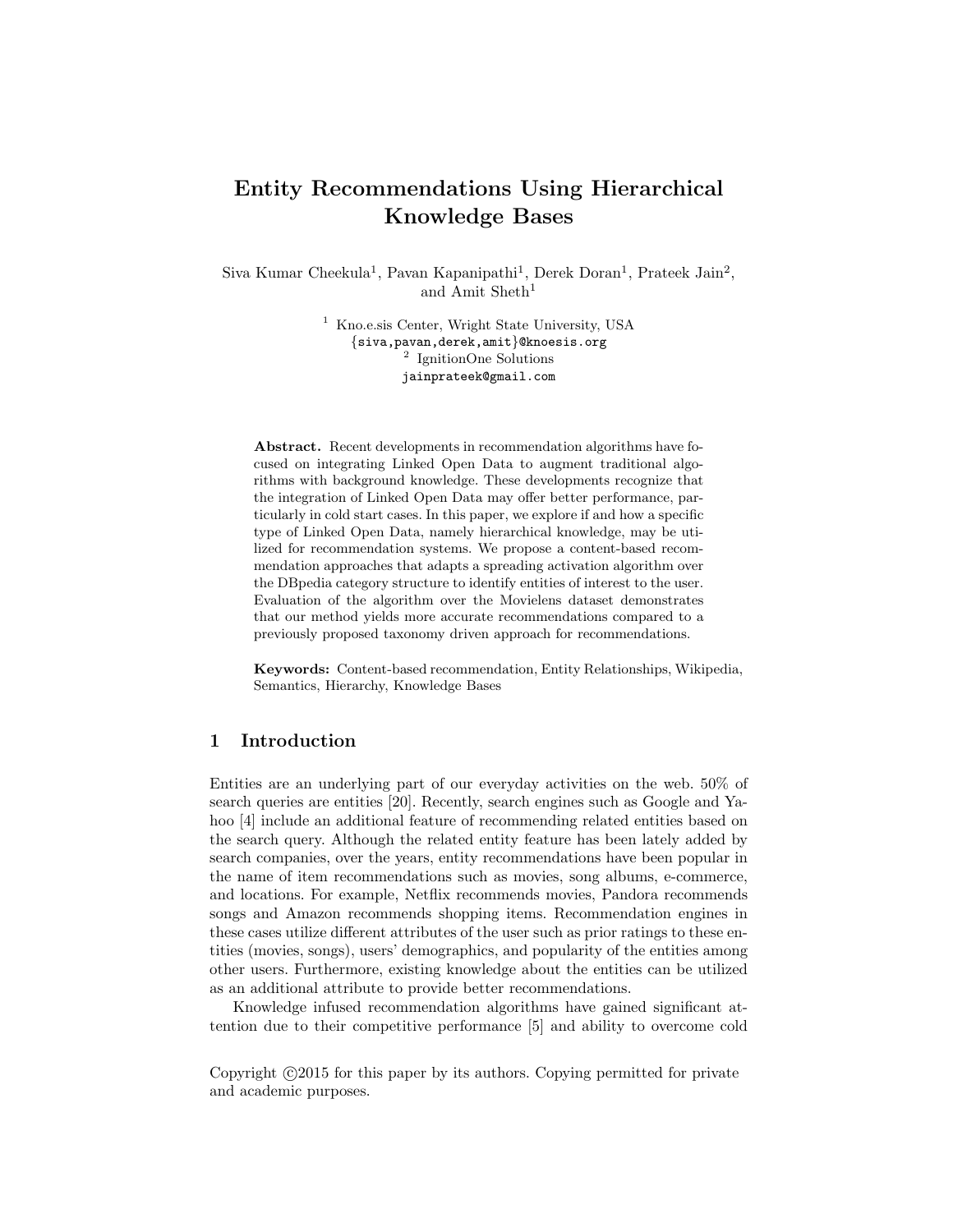# Entity Recommendations Using Hierarchical Knowledge Bases

Siva Kumar Cheekula[1], Pavan Kapanipathi[1], Derek Doran[1], Prateek Jain[2], and Amit Sheth[1]

[1] Kno.e.sis Center, Wright State University, USA
{siva,pavan,derek,amit}@knoesis.org
[2] IgnitionOne Solutions
jainprateek@gmail.com

**Abstract.** Recent developments in recommendation algorithms have focused on integrating Linked Open Data to augment traditional algorithms with background knowledge. These developments recognize that the integration of Linked Open Data may offer better performance, particularly in cold start cases. In this paper, we explore if and how a specific type of Linked Open Data, namely hierarchical knowledge, may be utilized for recommendation systems. We propose a content-based recommendation approaches that adapts a spreading activation algorithm over the DBpedia category structure to identify entities of interest to the user. Evaluation of the algorithm over the Movielens dataset demonstrates that our method yields more accurate recommendations compared to a previously proposed taxonomy driven approach for recommendations.

**Keywords:** Content-based recommendation, Entity Relationships, Wikipedia, Semantics, Hierarchy, Knowledge Bases

## 1 Introduction

Entities are an underlying part of our everyday activities on the web. 50% of search queries are entities [20]. Recently, search engines such as Google and Yahoo [4] include an additional feature of recommending related entities based on the search query. Although the related entity feature has been lately added by search companies, over the years, entity recommendations have been popular in the name of item recommendations such as movies, song albums, e-commerce, and locations. For example, Netflix recommends movies, Pandora recommends songs and Amazon recommends shopping items. Recommendation engines in these cases utilize different attributes of the user such as prior ratings to these entities (movies, songs), users' demographics, and popularity of the entities among other users. Furthermore, existing knowledge about the entities can be utilized as an additional attribute to provide better recommendations.

Knowledge infused recommendation algorithms have gained significant attention due to their competitive performance [5] and ability to overcome cold

Copyright ©2015 for this paper by its authors. Copying permitted for private and academic purposes.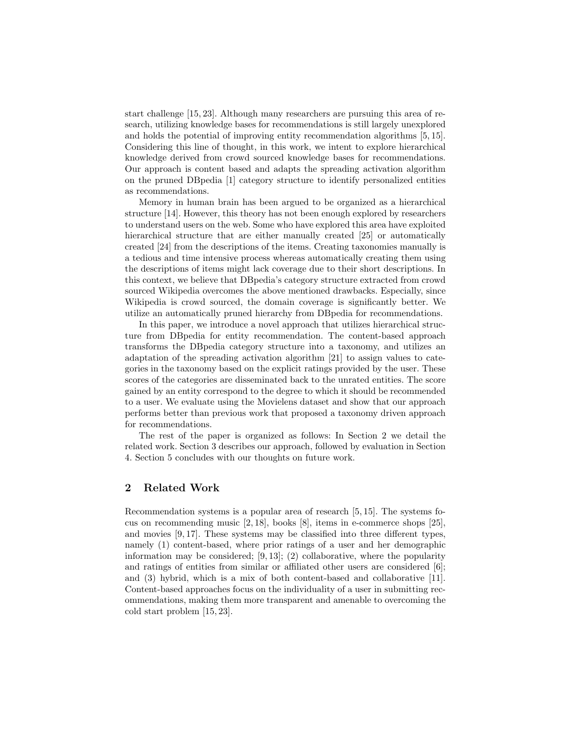start challenge [15, 23]. Although many researchers are pursuing this area of research, utilizing knowledge bases for recommendations is still largely unexplored and holds the potential of improving entity recommendation algorithms [5, 15]. Considering this line of thought, in this work, we intent to explore hierarchical knowledge derived from crowd sourced knowledge bases for recommendations. Our approach is content based and adapts the spreading activation algorithm on the pruned DBpedia [1] category structure to identify personalized entities as recommendations.

Memory in human brain has been argued to be organized as a hierarchical structure [14]. However, this theory has not been enough explored by researchers to understand users on the web. Some who have explored this area have exploited hierarchical structure that are either manually created [25] or automatically created [24] from the descriptions of the items. Creating taxonomies manually is a tedious and time intensive process whereas automatically creating them using the descriptions of items might lack coverage due to their short descriptions. In this context, we believe that DBpedia's category structure extracted from crowd sourced Wikipedia overcomes the above mentioned drawbacks. Especially, since Wikipedia is crowd sourced, the domain coverage is significantly better. We utilize an automatically pruned hierarchy from DBpedia for recommendations.

In this paper, we introduce a novel approach that utilizes hierarchical structure from DBpedia for entity recommendation. The content-based approach transforms the DBpedia category structure into a taxonomy, and utilizes an adaptation of the spreading activation algorithm [21] to assign values to categories in the taxonomy based on the explicit ratings provided by the user. These scores of the categories are disseminated back to the unrated entities. The score gained by an entity correspond to the degree to which it should be recommended to a user. We evaluate using the Movielens dataset and show that our approach performs better than previous work that proposed a taxonomy driven approach for recommendations.

The rest of the paper is organized as follows: In Section 2 we detail the related work. Section 3 describes our approach, followed by evaluation in Section 4. Section 5 concludes with our thoughts on future work.

## 2 Related Work

Recommendation systems is a popular area of research [5, 15]. The systems focus on recommending music [2, 18], books [8], items in e-commerce shops [25], and movies [9, 17]. These systems may be classified into three different types, namely (1) content-based, where prior ratings of a user and her demographic information may be considered; [9, 13]; (2) collaborative, where the popularity and ratings of entities from similar or affiliated other users are considered [6]; and (3) hybrid, which is a mix of both content-based and collaborative [11]. Content-based approaches focus on the individuality of a user in submitting recommendations, making them more transparent and amenable to overcoming the cold start problem [15, 23].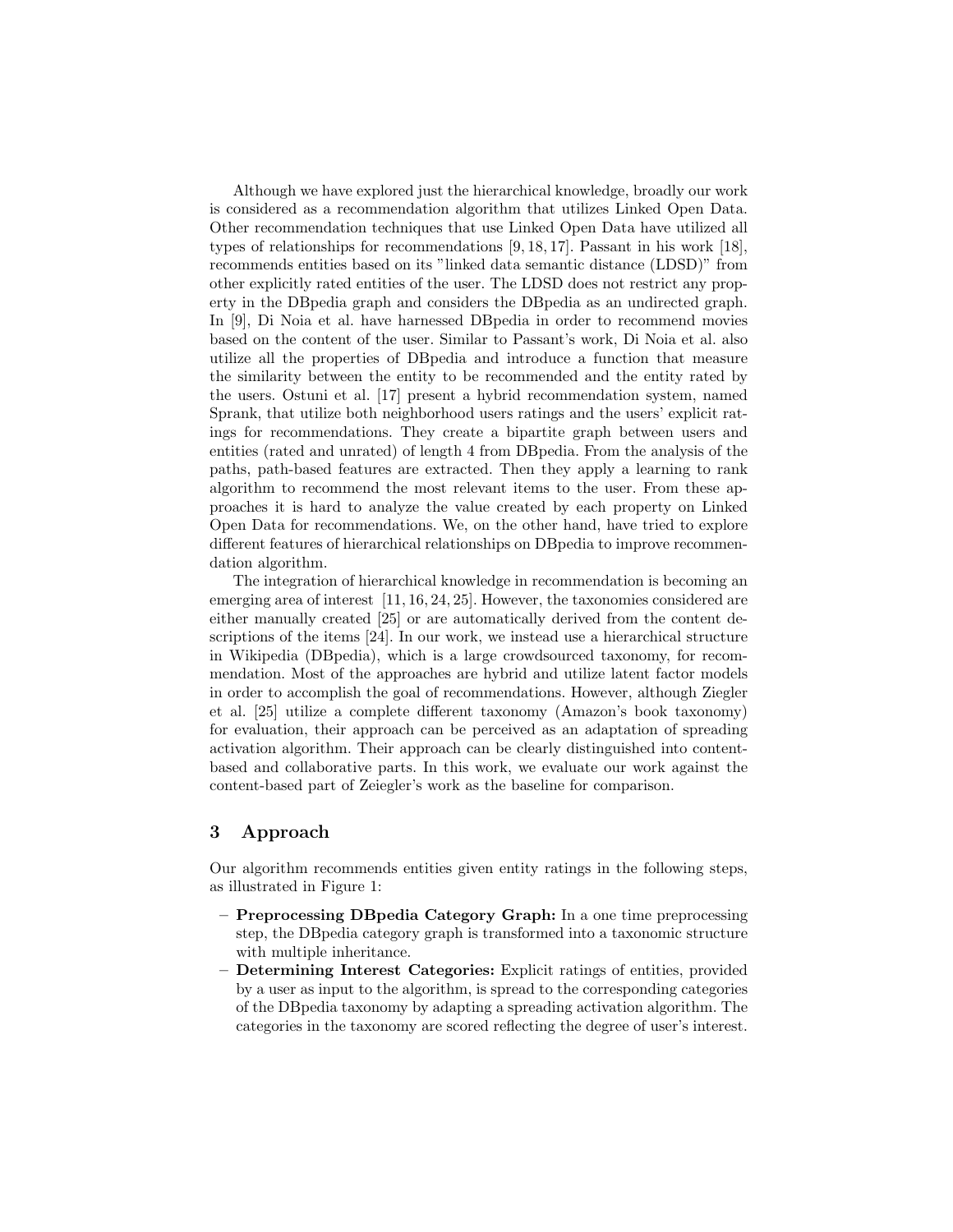Although we have explored just the hierarchical knowledge, broadly our work is considered as a recommendation algorithm that utilizes Linked Open Data. Other recommendation techniques that use Linked Open Data have utilized all types of relationships for recommendations [9, 18, 17]. Passant in his work [18], recommends entities based on its "linked data semantic distance (LDSD)" from other explicitly rated entities of the user. The LDSD does not restrict any property in the DBpedia graph and considers the DBpedia as an undirected graph. In [9], Di Noia et al. have harnessed DBpedia in order to recommend movies based on the content of the user. Similar to Passant's work, Di Noia et al. also utilize all the properties of DBpedia and introduce a function that measure the similarity between the entity to be recommended and the entity rated by the users. Ostuni et al. [17] present a hybrid recommendation system, named Sprank, that utilize both neighborhood users ratings and the users' explicit ratings for recommendations. They create a bipartite graph between users and entities (rated and unrated) of length 4 from DBpedia. From the analysis of the paths, path-based features are extracted. Then they apply a learning to rank algorithm to recommend the most relevant items to the user. From these approaches it is hard to analyze the value created by each property on Linked Open Data for recommendations. We, on the other hand, have tried to explore different features of hierarchical relationships on DBpedia to improve recommendation algorithm.

The integration of hierarchical knowledge in recommendation is becoming an emerging area of interest [11, 16, 24, 25]. However, the taxonomies considered are either manually created [25] or are automatically derived from the content descriptions of the items [24]. In our work, we instead use a hierarchical structure in Wikipedia (DBpedia), which is a large crowdsourced taxonomy, for recommendation. Most of the approaches are hybrid and utilize latent factor models in order to accomplish the goal of recommendations. However, although Ziegler et al. [25] utilize a complete different taxonomy (Amazon's book taxonomy) for evaluation, their approach can be perceived as an adaptation of spreading activation algorithm. Their approach can be clearly distinguished into content-based and collaborative parts. In this work, we evaluate our work against the content-based part of Zeiegler's work as the baseline for comparison.

## 3 Approach

Our algorithm recommends entities given entity ratings in the following steps, as illustrated in Figure 1:

- **Preprocessing DBpedia Category Graph:** In a one time preprocessing step, the DBpedia category graph is transformed into a taxonomic structure with multiple inheritance.
- **Determining Interest Categories:** Explicit ratings of entities, provided by a user as input to the algorithm, is spread to the corresponding categories of the DBpedia taxonomy by adapting a spreading activation algorithm. The categories in the taxonomy are scored reflecting the degree of user's interest.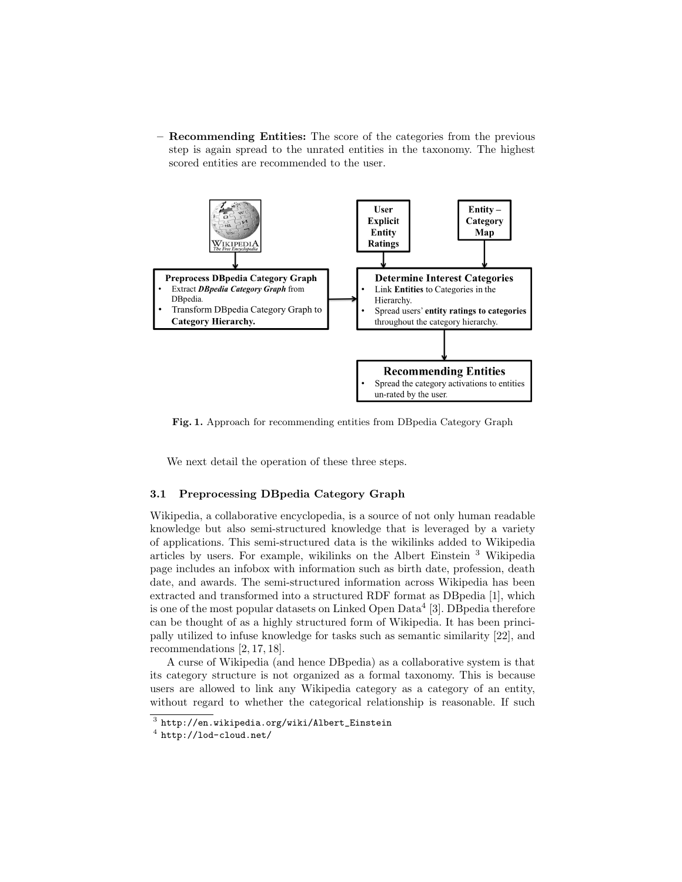– **Recommending Entities:** The score of the categories from the previous step is again spread to the unrated entities in the taxonomy. The highest scored entities are recommended to the user.

**Fig. 1.** Approach for recommending entities from DBpedia Category Graph

We next detail the operation of these three steps.

### 3.1 Preprocessing DBpedia Category Graph

Wikipedia, a collaborative encyclopedia, is a source of not only human readable knowledge but also semi-structured knowledge that is leveraged by a variety of applications. This semi-structured data is the wikilinks added to Wikipedia articles by users. For example, wikilinks on the Albert Einstein [3] Wikipedia page includes an infobox with information such as birth date, profession, death date, and awards. The semi-structured information across Wikipedia has been extracted and transformed into a structured RDF format as DBpedia [1], which is one of the most popular datasets on Linked Open Data[4] [3]. DBpedia therefore can be thought of as a highly structured form of Wikipedia. It has been principally utilized to infuse knowledge for tasks such as semantic similarity [22], and recommendations [2, 17, 18].

A curse of Wikipedia (and hence DBpedia) as a collaborative system is that its category structure is not organized as a formal taxonomy. This is because users are allowed to link any Wikipedia category as a category of an entity, without regard to whether the categorical relationship is reasonable. If such

[3] http://en.wikipedia.org/wiki/Albert_Einstein

[4] http://lod-cloud.net/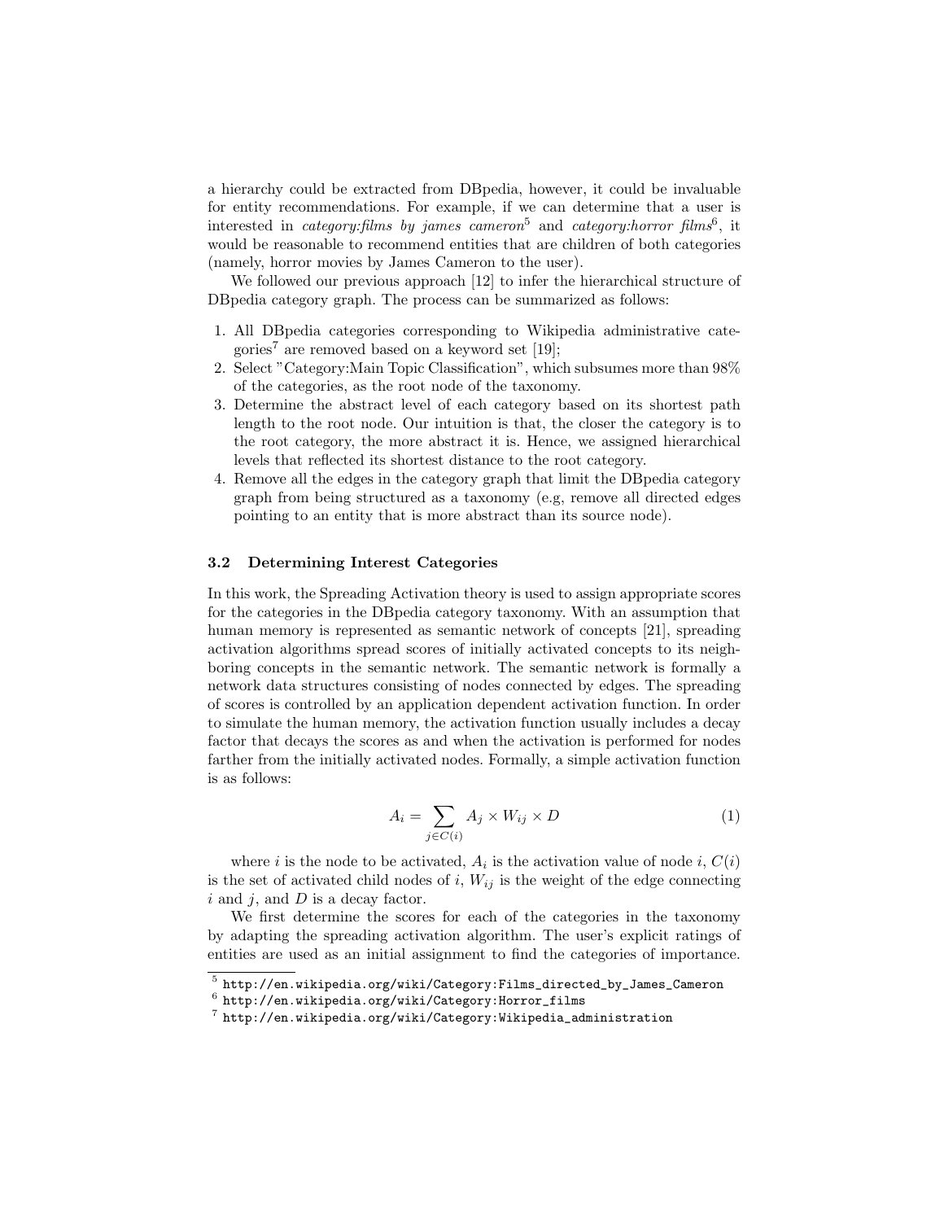a hierarchy could be extracted from DBpedia, however, it could be invaluable for entity recommendations. For example, if we can determine that a user is interested in *category:films by james cameron*[5] and *category:horror films*[6], it would be reasonable to recommend entities that are children of both categories (namely, horror movies by James Cameron to the user).

We followed our previous approach [12] to infer the hierarchical structure of DBpedia category graph. The process can be summarized as follows:

1. All DBpedia categories corresponding to Wikipedia administrative categories[7] are removed based on a keyword set [19];
2. Select "Category:Main Topic Classification", which subsumes more than 98% of the categories, as the root node of the taxonomy.
3. Determine the abstract level of each category based on its shortest path length to the root node. Our intuition is that, the closer the category is to the root category, the more abstract it is. Hence, we assigned hierarchical levels that reflected its shortest distance to the root category.
4. Remove all the edges in the category graph that limit the DBpedia category graph from being structured as a taxonomy (e.g, remove all directed edges pointing to an entity that is more abstract than its source node).

### 3.2 Determining Interest Categories

In this work, the Spreading Activation theory is used to assign appropriate scores for the categories in the DBpedia category taxonomy. With an assumption that human memory is represented as semantic network of concepts [21], spreading activation algorithms spread scores of initially activated concepts to its neighboring concepts in the semantic network. The semantic network is formally a network data structures consisting of nodes connected by edges. The spreading of scores is controlled by an application dependent activation function. In order to simulate the human memory, the activation function usually includes a decay factor that decays the scores as and when the activation is performed for nodes farther from the initially activated nodes. Formally, a simple activation function is as follows:

$$A_i = \sum_{j \in C(i)} A_j \times W_{ij} \times D \tag{1}$$

where $i$ is the node to be activated, $A_i$ is the activation value of node $i$, $C(i)$ is the set of activated child nodes of $i$, $W_{ij}$ is the weight of the edge connecting $i$ and $j$, and $D$ is a decay factor.

We first determine the scores for each of the categories in the taxonomy by adapting the spreading activation algorithm. The user's explicit ratings of entities are used as an initial assignment to find the categories of importance.

[5] http://en.wikipedia.org/wiki/Category:Films_directed_by_James_Cameron

[6] http://en.wikipedia.org/wiki/Category:Horror_films

[7] http://en.wikipedia.org/wiki/Category:Wikipedia_administration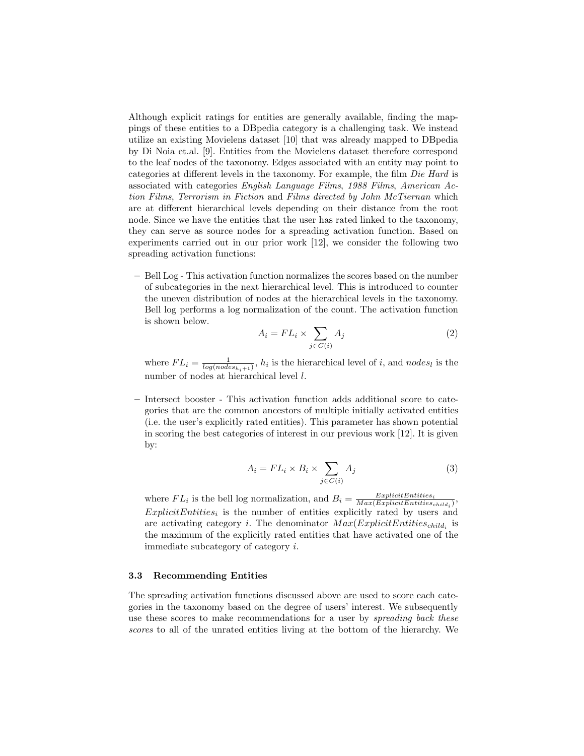Although explicit ratings for entities are generally available, finding the mappings of these entities to a DBpedia category is a challenging task. We instead utilize an existing Movielens dataset [10] that was already mapped to DBpedia by Di Noia et.al. [9]. Entities from the Movielens dataset therefore correspond to the leaf nodes of the taxonomy. Edges associated with an entity may point to categories at different levels in the taxonomy. For example, the film *Die Hard* is associated with categories *English Language Films*, *1988 Films*, *American Action Films*, *Terrorism in Fiction* and *Films directed by John McTiernan* which are at different hierarchical levels depending on their distance from the root node. Since we have the entities that the user has rated linked to the taxonomy, they can serve as source nodes for a spreading activation function. Based on experiments carried out in our prior work [12], we consider the following two spreading activation functions:

- Bell Log - This activation function normalizes the scores based on the number of subcategories in the next hierarchical level. This is introduced to counter the uneven distribution of nodes at the hierarchical levels in the taxonomy. Bell log performs a log normalization of the count. The activation function is shown below.

$$A_i = FL_i \times \sum_{j \in C(i)} A_j \tag{2}$$

  where $FL_i = \frac{1}{log(nodes_{h_i+1})}$, $h_i$ is the hierarchical level of $i$, and $nodes_l$ is the number of nodes at hierarchical level $l$.

- Intersect booster - This activation function adds additional score to categories that are the common ancestors of multiple initially activated entities (i.e. the user's explicitly rated entities). This parameter has shown potential in scoring the best categories of interest in our previous work [12]. It is given by:

$$A_i = FL_i \times B_i \times \sum_{j \in C(i)} A_j \tag{3}$$

  where $FL_i$ is the bell log normalization, and $B_i = \frac{ExplicitEntities_i}{Max(ExplicitEntities_{child_i})}$, $ExplicitEntities_i$ is the number of entities explicitly rated by users and are activating category $i$. The denominator $Max(ExplicitEntities_{child_i}$ is the maximum of the explicitly rated entities that have activated one of the immediate subcategory of category $i$.

### 3.3 Recommending Entities

The spreading activation functions discussed above are used to score each categories in the taxonomy based on the degree of users' interest. We subsequently use these scores to make recommendations for a user by *spreading back these scores* to all of the unrated entities living at the bottom of the hierarchy. We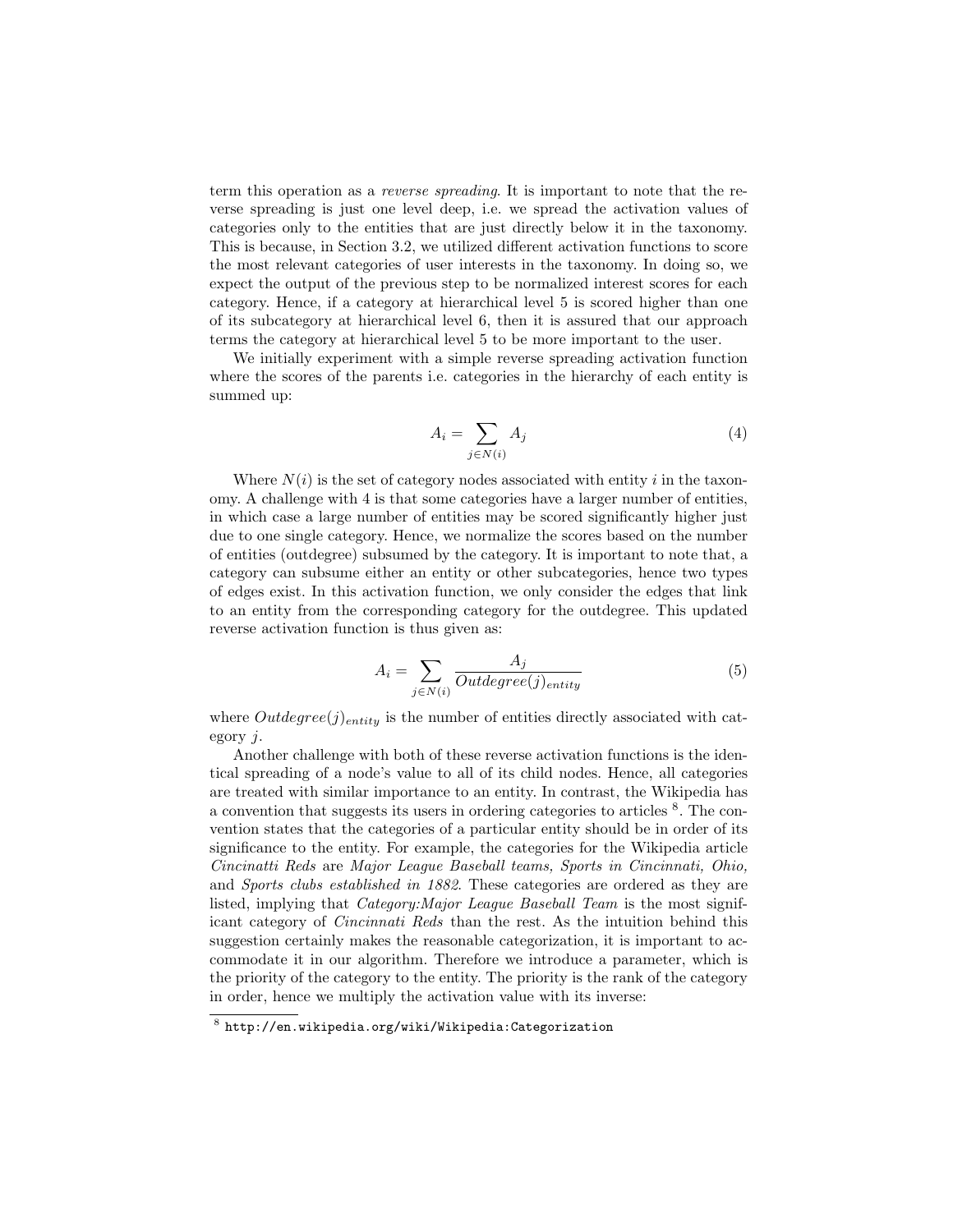term this operation as a *reverse spreading*. It is important to note that the reverse spreading is just one level deep, i.e. we spread the activation values of categories only to the entities that are just directly below it in the taxonomy. This is because, in Section 3.2, we utilized different activation functions to score the most relevant categories of user interests in the taxonomy. In doing so, we expect the output of the previous step to be normalized interest scores for each category. Hence, if a category at hierarchical level 5 is scored higher than one of its subcategory at hierarchical level 6, then it is assured that our approach terms the category at hierarchical level 5 to be more important to the user.

We initially experiment with a simple reverse spreading activation function where the scores of the parents i.e. categories in the hierarchy of each entity is summed up:

$$A_i = \sum_{j \in N(i)} A_j \tag{4}$$

Where $N(i)$ is the set of category nodes associated with entity $i$ in the taxonomy. A challenge with 4 is that some categories have a larger number of entities, in which case a large number of entities may be scored significantly higher just due to one single category. Hence, we normalize the scores based on the number of entities (outdegree) subsumed by the category. It is important to note that, a category can subsume either an entity or other subcategories, hence two types of edges exist. In this activation function, we only consider the edges that link to an entity from the corresponding category for the outdegree. This updated reverse activation function is thus given as:

$$A_i = \sum_{j \in N(i)} \frac{A_j}{Outdegree(j)_{entity}} \tag{5}$$

where $Outdegree(j)_{entity}$ is the number of entities directly associated with category $j$.

Another challenge with both of these reverse activation functions is the identical spreading of a node's value to all of its child nodes. Hence, all categories are treated with similar importance to an entity. In contrast, the Wikipedia has a convention that suggests its users in ordering categories to articles [8]. The convention states that the categories of a particular entity should be in order of its significance to the entity. For example, the categories for the Wikipedia article *Cincinatti Reds* are *Major League Baseball teams, Sports in Cincinnati, Ohio,* and *Sports clubs established in 1882*. These categories are ordered as they are listed, implying that *Category:Major League Baseball Team* is the most significant category of *Cincinnati Reds* than the rest. As the intuition behind this suggestion certainly makes the reasonable categorization, it is important to accommodate it in our algorithm. Therefore we introduce a parameter, which is the priority of the category to the entity. The priority is the rank of the category in order, hence we multiply the activation value with its inverse:

[8] http://en.wikipedia.org/wiki/Wikipedia:Categorization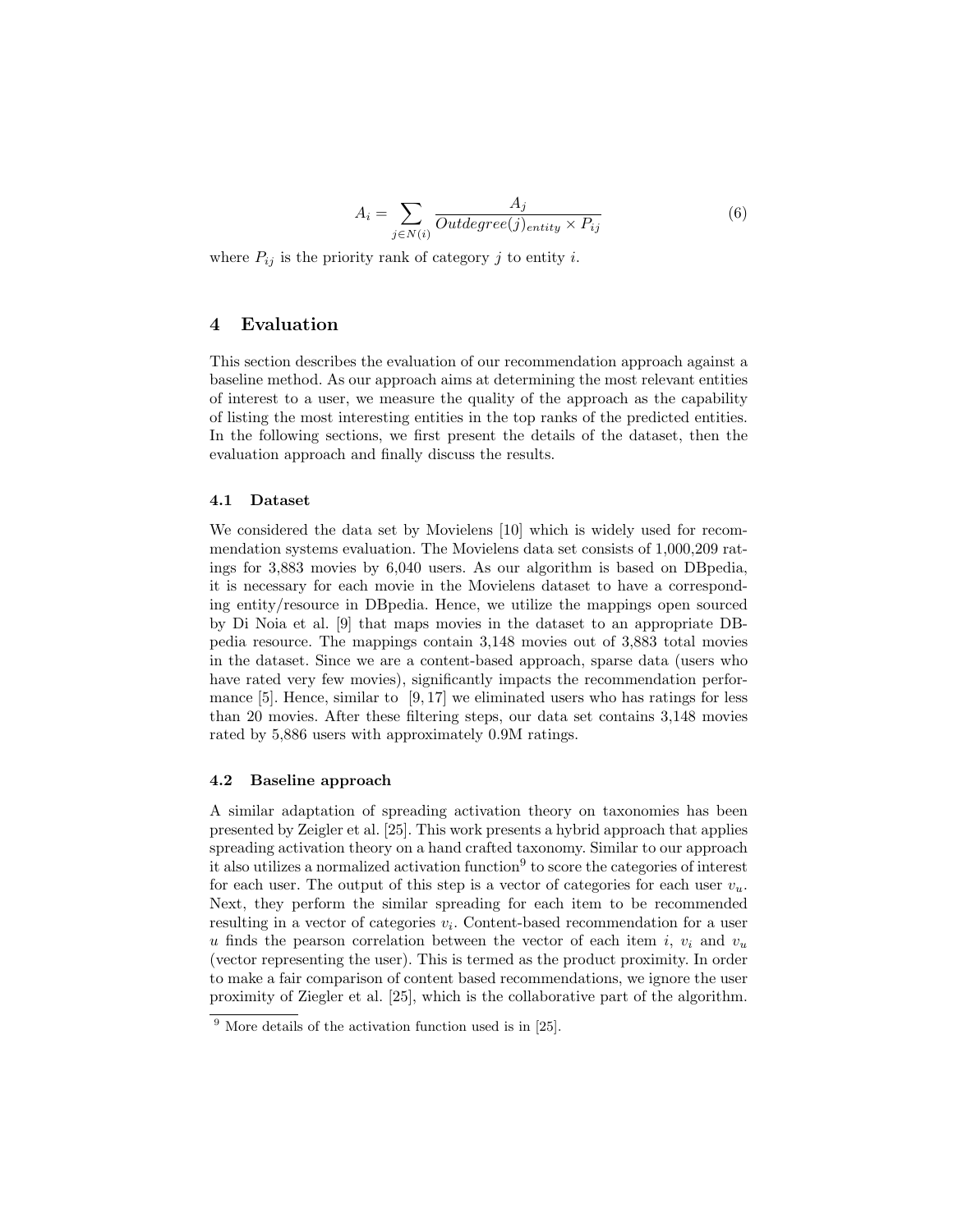$$A_i = \sum_{j \in N(i)} \frac{A_j}{Outdegree(j)_{entity} \times P_{ij}} \tag{6}$$

where $P_{ij}$ is the priority rank of category $j$ to entity $i$.

## 4 Evaluation

This section describes the evaluation of our recommendation approach against a baseline method. As our approach aims at determining the most relevant entities of interest to a user, we measure the quality of the approach as the capability of listing the most interesting entities in the top ranks of the predicted entities. In the following sections, we first present the details of the dataset, then the evaluation approach and finally discuss the results.

### 4.1 Dataset

We considered the data set by Movielens [10] which is widely used for recommendation systems evaluation. The Movielens data set consists of 1,000,209 ratings for 3,883 movies by 6,040 users. As our algorithm is based on DBpedia, it is necessary for each movie in the Movielens dataset to have a corresponding entity/resource in DBpedia. Hence, we utilize the mappings open sourced by Di Noia et al. [9] that maps movies in the dataset to an appropriate DBpedia resource. The mappings contain 3,148 movies out of 3,883 total movies in the dataset. Since we are a content-based approach, sparse data (users who have rated very few movies), significantly impacts the recommendation performance [5]. Hence, similar to [9, 17] we eliminated users who has ratings for less than 20 movies. After these filtering steps, our data set contains 3,148 movies rated by 5,886 users with approximately 0.9M ratings.

### 4.2 Baseline approach

A similar adaptation of spreading activation theory on taxonomies has been presented by Zeigler et al. [25]. This work presents a hybrid approach that applies spreading activation theory on a hand crafted taxonomy. Similar to our approach it also utilizes a normalized activation function[9] to score the categories of interest for each user. The output of this step is a vector of categories for each user $v_u$. Next, they perform the similar spreading for each item to be recommended resulting in a vector of categories $v_i$. Content-based recommendation for a user $u$ finds the pearson correlation between the vector of each item $i$, $v_i$ and $v_u$ (vector representing the user). This is termed as the product proximity. In order to make a fair comparison of content based recommendations, we ignore the user proximity of Ziegler et al. [25], which is the collaborative part of the algorithm.

[9] More details of the activation function used is in [25].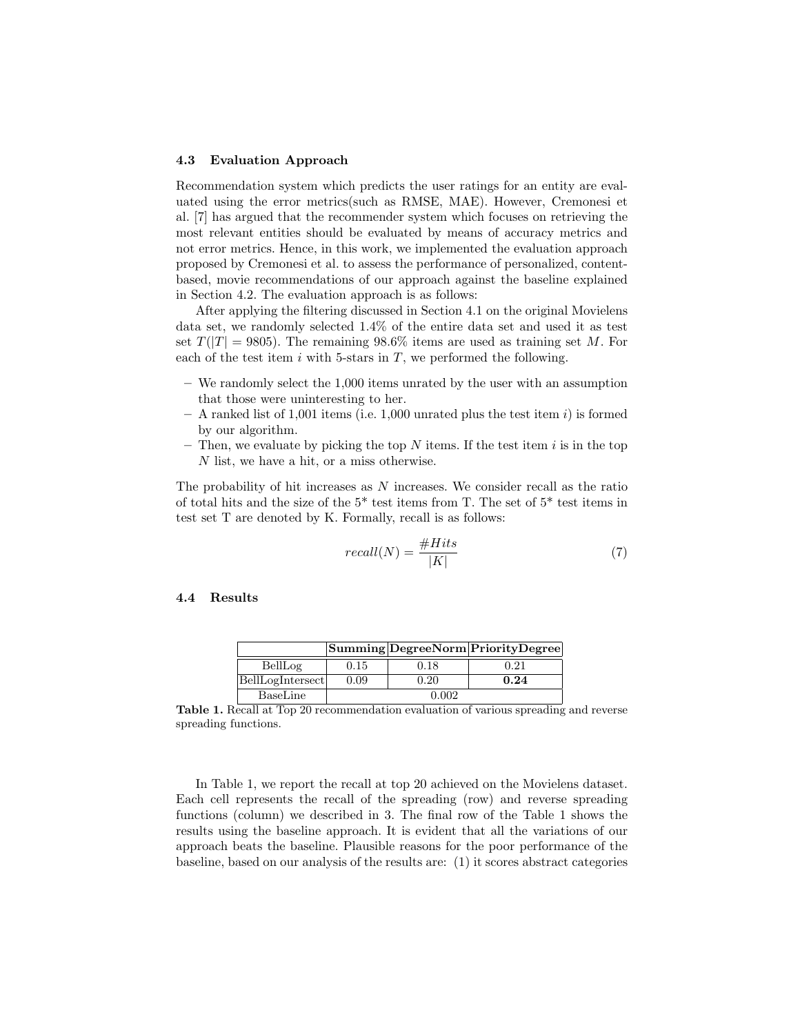### 4.3 Evaluation Approach

Recommendation system which predicts the user ratings for an entity are evaluated using the error metrics(such as RMSE, MAE). However, Cremonesi et al. [7] has argued that the recommender system which focuses on retrieving the most relevant entities should be evaluated by means of accuracy metrics and not error metrics. Hence, in this work, we implemented the evaluation approach proposed by Cremonesi et al. to assess the performance of personalized, content-based, movie recommendations of our approach against the baseline explained in Section 4.2. The evaluation approach is as follows:

After applying the filtering discussed in Section 4.1 on the original Movielens data set, we randomly selected 1.4% of the entire data set and used it as test set $T(|T| = 9805)$. The remaining 98.6% items are used as training set $M$. For each of the test item $i$ with 5-stars in $T$, we performed the following.

- We randomly select the 1,000 items unrated by the user with an assumption that those were uninteresting to her.
- A ranked list of 1,001 items (i.e. 1,000 unrated plus the test item $i$) is formed by our algorithm.
- Then, we evaluate by picking the top $N$ items. If the test item $i$ is in the top $N$ list, we have a hit, or a miss otherwise.

The probability of hit increases as $N$ increases. We consider recall as the ratio of total hits and the size of the 5* test items from T. The set of 5* test items in test set T are denoted by K. Formally, recall is as follows:

$$recall(N) = \frac{\#Hits}{|K|} \tag{7}$$

### 4.4 Results

| | **Summing** | **DegreeNorm** | **PriorityDegree** |
|---|---|---|---|
| BellLog | 0.15 | 0.18 | 0.21 |
| BellLogIntersect | 0.09 | 0.20 | **0.24** |
| BaseLine | 0.002 | | |

**Table 1.** Recall at Top 20 recommendation evaluation of various spreading and reverse spreading functions.

In Table 1, we report the recall at top 20 achieved on the Movielens dataset. Each cell represents the recall of the spreading (row) and reverse spreading functions (column) we described in 3. The final row of the Table 1 shows the results using the baseline approach. It is evident that all the variations of our approach beats the baseline. Plausible reasons for the poor performance of the baseline, based on our analysis of the results are: (1) it scores abstract categories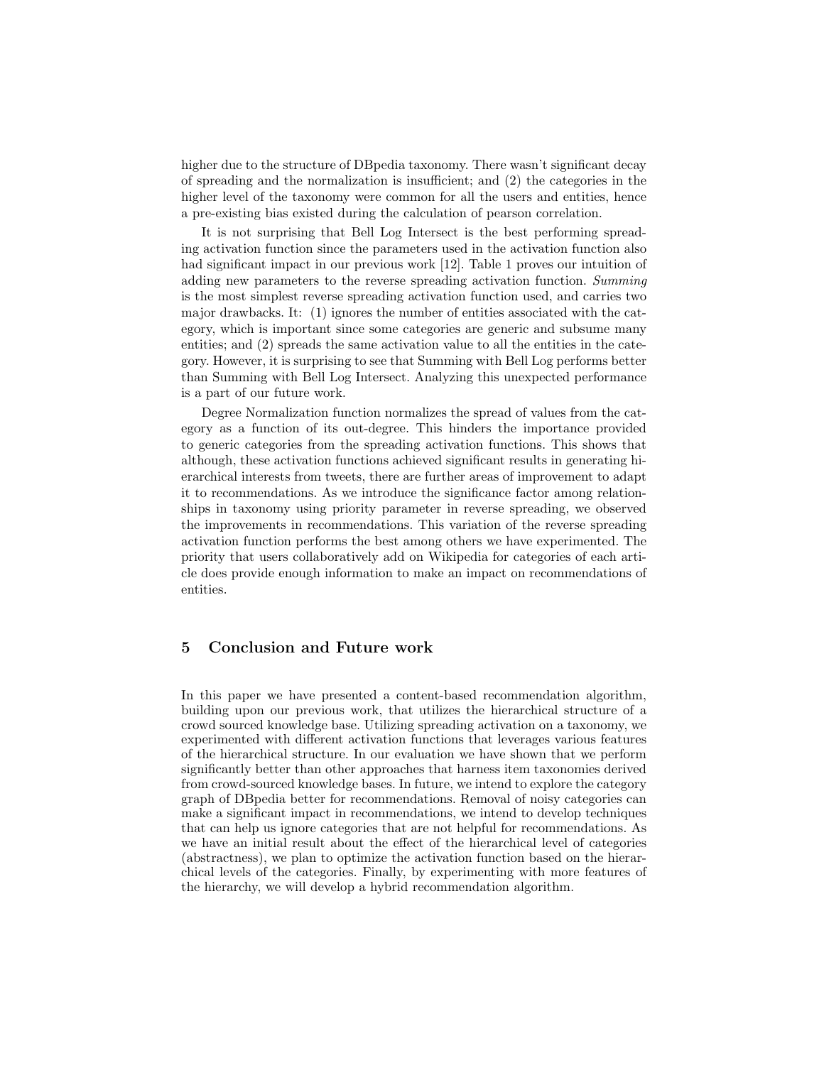higher due to the structure of DBpedia taxonomy. There wasn't significant decay of spreading and the normalization is insufficient; and (2) the categories in the higher level of the taxonomy were common for all the users and entities, hence a pre-existing bias existed during the calculation of pearson correlation.

It is not surprising that Bell Log Intersect is the best performing spreading activation function since the parameters used in the activation function also had significant impact in our previous work [12]. Table 1 proves our intuition of adding new parameters to the reverse spreading activation function. *Summing* is the most simplest reverse spreading activation function used, and carries two major drawbacks. It: (1) ignores the number of entities associated with the category, which is important since some categories are generic and subsume many entities; and (2) spreads the same activation value to all the entities in the category. However, it is surprising to see that Summing with Bell Log performs better than Summing with Bell Log Intersect. Analyzing this unexpected performance is a part of our future work.

Degree Normalization function normalizes the spread of values from the category as a function of its out-degree. This hinders the importance provided to generic categories from the spreading activation functions. This shows that although, these activation functions achieved significant results in generating hierarchical interests from tweets, there are further areas of improvement to adapt it to recommendations. As we introduce the significance factor among relationships in taxonomy using priority parameter in reverse spreading, we observed the improvements in recommendations. This variation of the reverse spreading activation function performs the best among others we have experimented. The priority that users collaboratively add on Wikipedia for categories of each article does provide enough information to make an impact on recommendations of entities.

## 5 Conclusion and Future work

In this paper we have presented a content-based recommendation algorithm, building upon our previous work, that utilizes the hierarchical structure of a crowd sourced knowledge base. Utilizing spreading activation on a taxonomy, we experimented with different activation functions that leverages various features of the hierarchical structure. In our evaluation we have shown that we perform significantly better than other approaches that harness item taxonomies derived from crowd-sourced knowledge bases. In future, we intend to explore the category graph of DBpedia better for recommendations. Removal of noisy categories can make a significant impact in recommendations, we intend to develop techniques that can help us ignore categories that are not helpful for recommendations. As we have an initial result about the effect of the hierarchical level of categories (abstractness), we plan to optimize the activation function based on the hierarchical levels of the categories. Finally, by experimenting with more features of the hierarchy, we will develop a hybrid recommendation algorithm.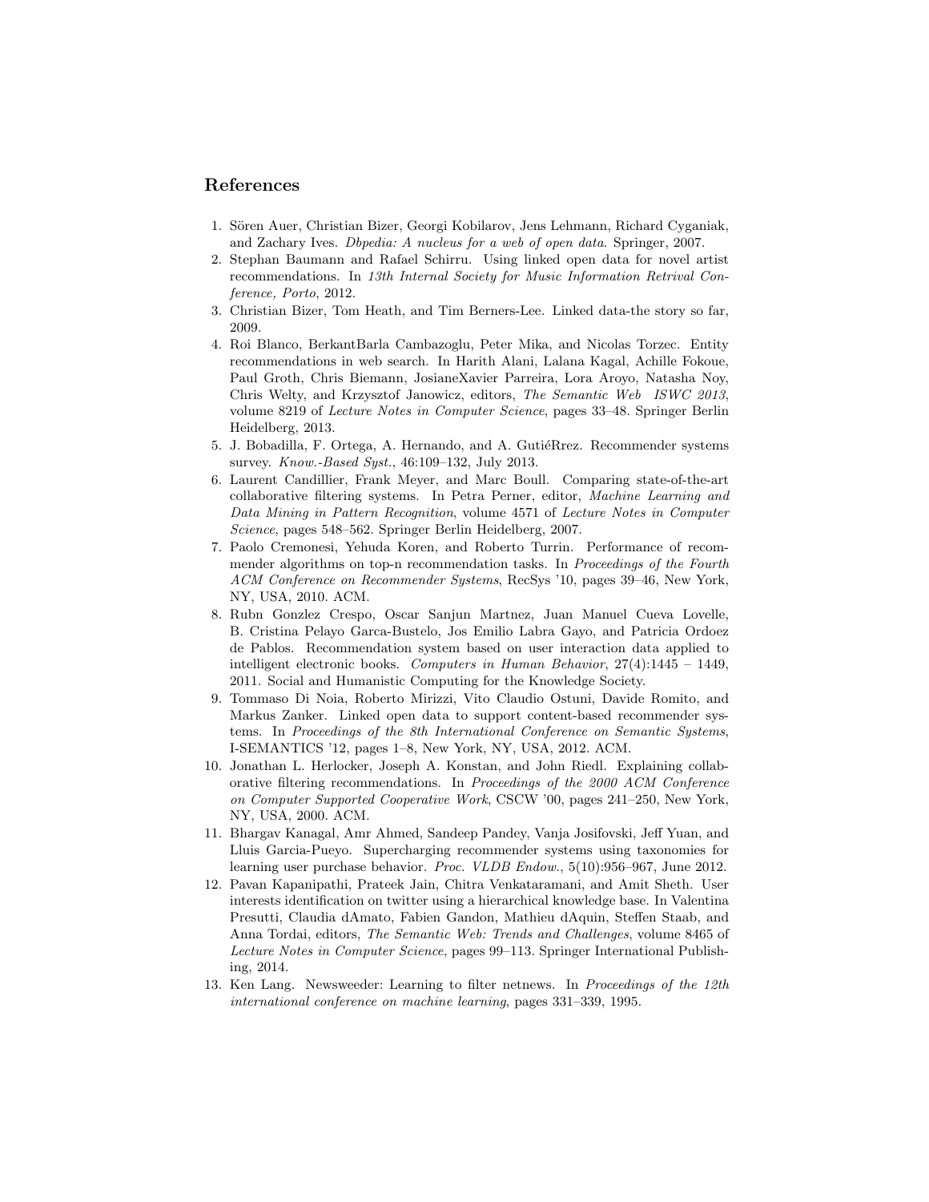## References

1. Sören Auer, Christian Bizer, Georgi Kobilarov, Jens Lehmann, Richard Cyganiak, and Zachary Ives. *Dbpedia: A nucleus for a web of open data*. Springer, 2007.
2. Stephan Baumann and Rafael Schirru. Using linked open data for novel artist recommendations. In *13th Internal Society for Music Information Retrival Conference, Porto*, 2012.
3. Christian Bizer, Tom Heath, and Tim Berners-Lee. Linked data-the story so far, 2009.
4. Roi Blanco, BerkantBarla Cambazoglu, Peter Mika, and Nicolas Torzec. Entity recommendations in web search. In Harith Alani, Lalana Kagal, Achille Fokoue, Paul Groth, Chris Biemann, JosianeXavier Parreira, Lora Aroyo, Natasha Noy, Chris Welty, and Krzysztof Janowicz, editors, *The Semantic Web ISWC 2013*, volume 8219 of *Lecture Notes in Computer Science*, pages 33–48. Springer Berlin Heidelberg, 2013.
5. J. Bobadilla, F. Ortega, A. Hernando, and A. GutiéRrez. Recommender systems survey. *Know.-Based Syst.*, 46:109–132, July 2013.
6. Laurent Candillier, Frank Meyer, and Marc Boull. Comparing state-of-the-art collaborative filtering systems. In Petra Perner, editor, *Machine Learning and Data Mining in Pattern Recognition*, volume 4571 of *Lecture Notes in Computer Science*, pages 548–562. Springer Berlin Heidelberg, 2007.
7. Paolo Cremonesi, Yehuda Koren, and Roberto Turrin. Performance of recommender algorithms on top-n recommendation tasks. In *Proceedings of the Fourth ACM Conference on Recommender Systems*, RecSys '10, pages 39–46, New York, NY, USA, 2010. ACM.
8. Rubn Gonzlez Crespo, Oscar Sanjun Martnez, Juan Manuel Cueva Lovelle, B. Cristina Pelayo Garca-Bustelo, Jos Emilio Labra Gayo, and Patricia Ordoez de Pablos. Recommendation system based on user interaction data applied to intelligent electronic books. *Computers in Human Behavior*, 27(4):1445 – 1449, 2011. Social and Humanistic Computing for the Knowledge Society.
9. Tommaso Di Noia, Roberto Mirizzi, Vito Claudio Ostuni, Davide Romito, and Markus Zanker. Linked open data to support content-based recommender systems. In *Proceedings of the 8th International Conference on Semantic Systems*, I-SEMANTICS '12, pages 1–8, New York, NY, USA, 2012. ACM.
10. Jonathan L. Herlocker, Joseph A. Konstan, and John Riedl. Explaining collaborative filtering recommendations. In *Proceedings of the 2000 ACM Conference on Computer Supported Cooperative Work*, CSCW '00, pages 241–250, New York, NY, USA, 2000. ACM.
11. Bhargav Kanagal, Amr Ahmed, Sandeep Pandey, Vanja Josifovski, Jeff Yuan, and Lluis Garcia-Pueyo. Supercharging recommender systems using taxonomies for learning user purchase behavior. *Proc. VLDB Endow.*, 5(10):956–967, June 2012.
12. Pavan Kapanipathi, Prateek Jain, Chitra Venkataramani, and Amit Sheth. User interests identification on twitter using a hierarchical knowledge base. In Valentina Presutti, Claudia dAmato, Fabien Gandon, Mathieu dAquin, Steffen Staab, and Anna Tordai, editors, *The Semantic Web: Trends and Challenges*, volume 8465 of *Lecture Notes in Computer Science*, pages 99–113. Springer International Publishing, 2014.
13. Ken Lang. Newsweeder: Learning to filter netnews. In *Proceedings of the 12th international conference on machine learning*, pages 331–339, 1995.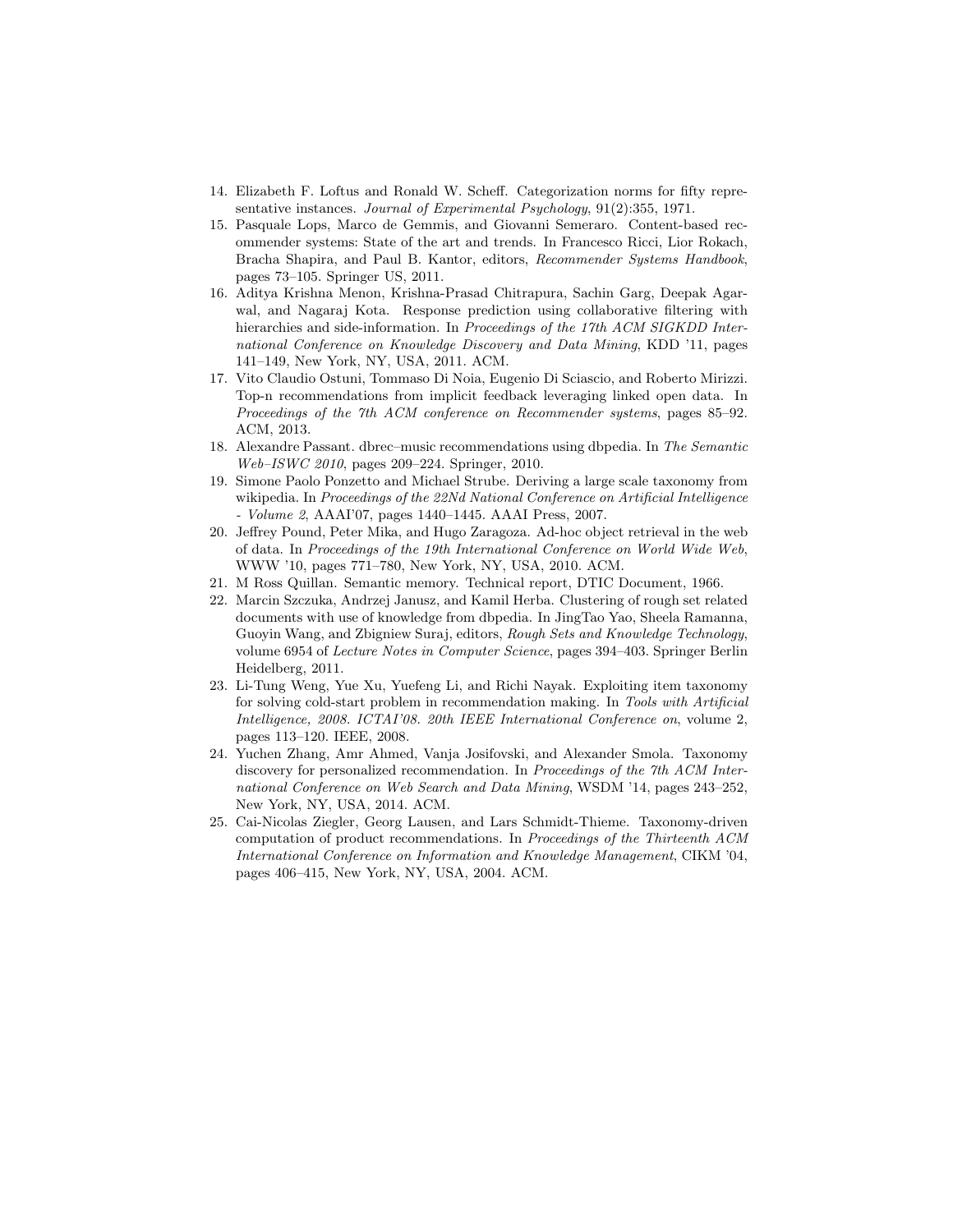14. Elizabeth F. Loftus and Ronald W. Scheff. Categorization norms for fifty representative instances. *Journal of Experimental Psychology*, 91(2):355, 1971.
15. Pasquale Lops, Marco de Gemmis, and Giovanni Semeraro. Content-based recommender systems: State of the art and trends. In Francesco Ricci, Lior Rokach, Bracha Shapira, and Paul B. Kantor, editors, *Recommender Systems Handbook*, pages 73–105. Springer US, 2011.
16. Aditya Krishna Menon, Krishna-Prasad Chitrapura, Sachin Garg, Deepak Agarwal, and Nagaraj Kota. Response prediction using collaborative filtering with hierarchies and side-information. In *Proceedings of the 17th ACM SIGKDD International Conference on Knowledge Discovery and Data Mining*, KDD '11, pages 141–149, New York, NY, USA, 2011. ACM.
17. Vito Claudio Ostuni, Tommaso Di Noia, Eugenio Di Sciascio, and Roberto Mirizzi. Top-n recommendations from implicit feedback leveraging linked open data. In *Proceedings of the 7th ACM conference on Recommender systems*, pages 85–92. ACM, 2013.
18. Alexandre Passant. dbrec–music recommendations using dbpedia. In *The Semantic Web–ISWC 2010*, pages 209–224. Springer, 2010.
19. Simone Paolo Ponzetto and Michael Strube. Deriving a large scale taxonomy from wikipedia. In *Proceedings of the 22Nd National Conference on Artificial Intelligence - Volume 2*, AAAI'07, pages 1440–1445. AAAI Press, 2007.
20. Jeffrey Pound, Peter Mika, and Hugo Zaragoza. Ad-hoc object retrieval in the web of data. In *Proceedings of the 19th International Conference on World Wide Web*, WWW '10, pages 771–780, New York, NY, USA, 2010. ACM.
21. M Ross Quillan. Semantic memory. Technical report, DTIC Document, 1966.
22. Marcin Szczuka, Andrzej Janusz, and Kamil Herba. Clustering of rough set related documents with use of knowledge from dbpedia. In JingTao Yao, Sheela Ramanna, Guoyin Wang, and Zbigniew Suraj, editors, *Rough Sets and Knowledge Technology*, volume 6954 of *Lecture Notes in Computer Science*, pages 394–403. Springer Berlin Heidelberg, 2011.
23. Li-Tung Weng, Yue Xu, Yuefeng Li, and Richi Nayak. Exploiting item taxonomy for solving cold-start problem in recommendation making. In *Tools with Artificial Intelligence, 2008. ICTAI'08. 20th IEEE International Conference on*, volume 2, pages 113–120. IEEE, 2008.
24. Yuchen Zhang, Amr Ahmed, Vanja Josifovski, and Alexander Smola. Taxonomy discovery for personalized recommendation. In *Proceedings of the 7th ACM International Conference on Web Search and Data Mining*, WSDM '14, pages 243–252, New York, NY, USA, 2014. ACM.
25. Cai-Nicolas Ziegler, Georg Lausen, and Lars Schmidt-Thieme. Taxonomy-driven computation of product recommendations. In *Proceedings of the Thirteenth ACM International Conference on Information and Knowledge Management*, CIKM '04, pages 406–415, New York, NY, USA, 2004. ACM.